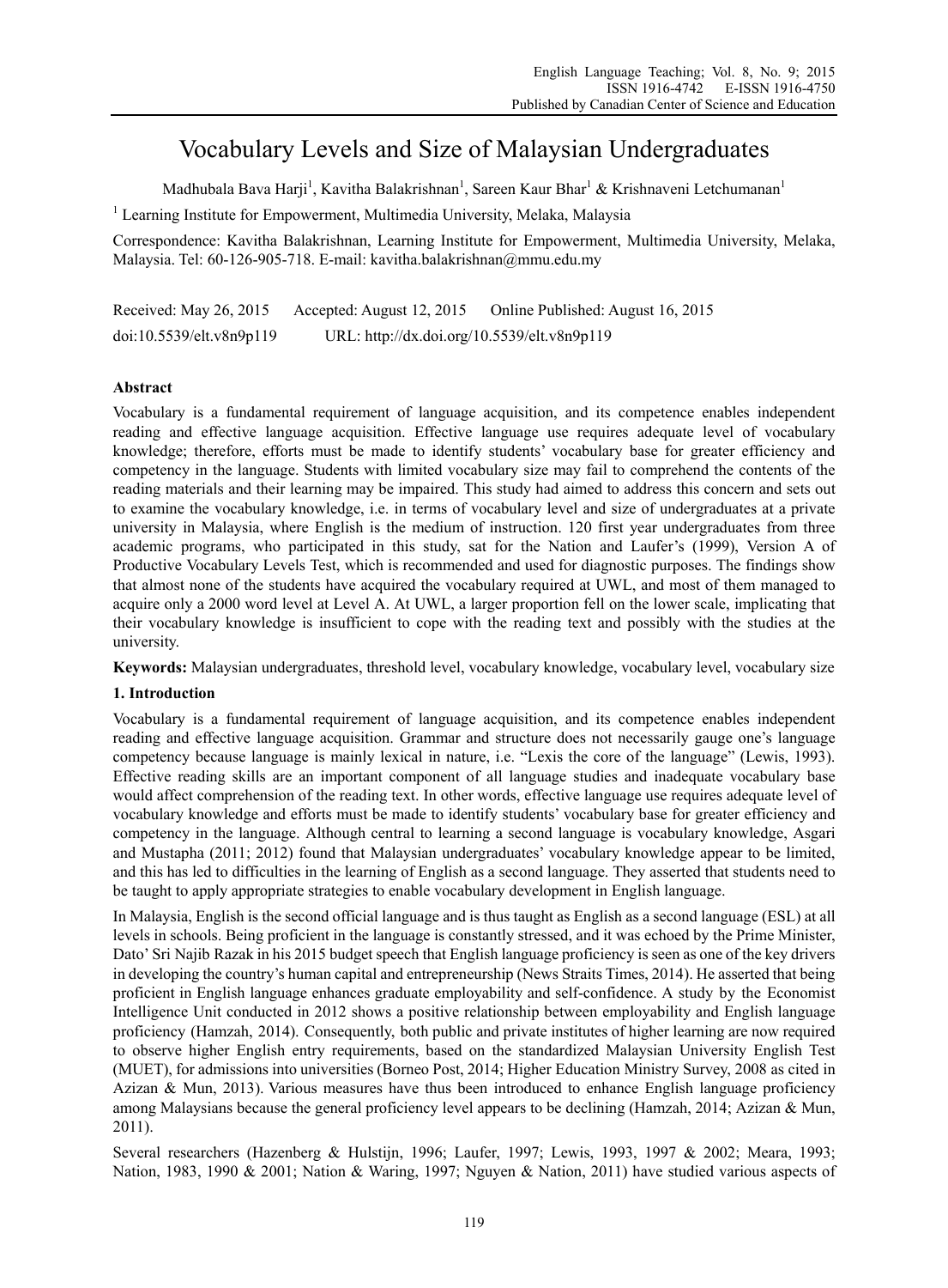# Vocabulary Levels and Size of Malaysian Undergraduates

Madhubala Bava Harji[1], Kavitha Balakrishnan[1], Sareen Kaur Bhar[1] & Krishnaveni Letchumanan[1]

[1] Learning Institute for Empowerment, Multimedia University, Melaka, Malaysia

Correspondence: Kavitha Balakrishnan, Learning Institute for Empowerment, Multimedia University, Melaka, Malaysia. Tel: 60-126-905-718. E-mail: kavitha.balakrishnan@mmu.edu.my

Received: May 26, 2015 Accepted: August 12, 2015 Online Published: August 16, 2015

doi:10.5539/elt.v8n9p119 URL: http://dx.doi.org/10.5539/elt.v8n9p119

## Abstract

Vocabulary is a fundamental requirement of language acquisition, and its competence enables independent reading and effective language acquisition. Effective language use requires adequate level of vocabulary knowledge; therefore, efforts must be made to identify students' vocabulary base for greater efficiency and competency in the language. Students with limited vocabulary size may fail to comprehend the contents of the reading materials and their learning may be impaired. This study had aimed to address this concern and sets out to examine the vocabulary knowledge, i.e. in terms of vocabulary level and size of undergraduates at a private university in Malaysia, where English is the medium of instruction. 120 first year undergraduates from three academic programs, who participated in this study, sat for the Nation and Laufer's (1999), Version A of Productive Vocabulary Levels Test, which is recommended and used for diagnostic purposes. The findings show that almost none of the students have acquired the vocabulary required at UWL, and most of them managed to acquire only a 2000 word level at Level A. At UWL, a larger proportion fell on the lower scale, implicating that their vocabulary knowledge is insufficient to cope with the reading text and possibly with the studies at the university.

**Keywords:** Malaysian undergraduates, threshold level, vocabulary knowledge, vocabulary level, vocabulary size

## 1. Introduction

Vocabulary is a fundamental requirement of language acquisition, and its competence enables independent reading and effective language acquisition. Grammar and structure does not necessarily gauge one's language competency because language is mainly lexical in nature, i.e. "Lexis the core of the language" (Lewis, 1993). Effective reading skills are an important component of all language studies and inadequate vocabulary base would affect comprehension of the reading text. In other words, effective language use requires adequate level of vocabulary knowledge and efforts must be made to identify students' vocabulary base for greater efficiency and competency in the language. Although central to learning a second language is vocabulary knowledge, Asgari and Mustapha (2011; 2012) found that Malaysian undergraduates' vocabulary knowledge appear to be limited, and this has led to difficulties in the learning of English as a second language. They asserted that students need to be taught to apply appropriate strategies to enable vocabulary development in English language.

In Malaysia, English is the second official language and is thus taught as English as a second language (ESL) at all levels in schools. Being proficient in the language is constantly stressed, and it was echoed by the Prime Minister, Dato' Sri Najib Razak in his 2015 budget speech that English language proficiency is seen as one of the key drivers in developing the country's human capital and entrepreneurship (News Straits Times, 2014). He asserted that being proficient in English language enhances graduate employability and self-confidence. A study by the Economist Intelligence Unit conducted in 2012 shows a positive relationship between employability and English language proficiency (Hamzah, 2014). Consequently, both public and private institutes of higher learning are now required to observe higher English entry requirements, based on the standardized Malaysian University English Test (MUET), for admissions into universities (Borneo Post, 2014; Higher Education Ministry Survey, 2008 as cited in Azizan & Mun, 2013). Various measures have thus been introduced to enhance English language proficiency among Malaysians because the general proficiency level appears to be declining (Hamzah, 2014; Azizan & Mun, 2011).

Several researchers (Hazenberg & Hulstijn, 1996; Laufer, 1997; Lewis, 1993, 1997 & 2002; Meara, 1993; Nation, 1983, 1990 & 2001; Nation & Waring, 1997; Nguyen & Nation, 2011) have studied various aspects of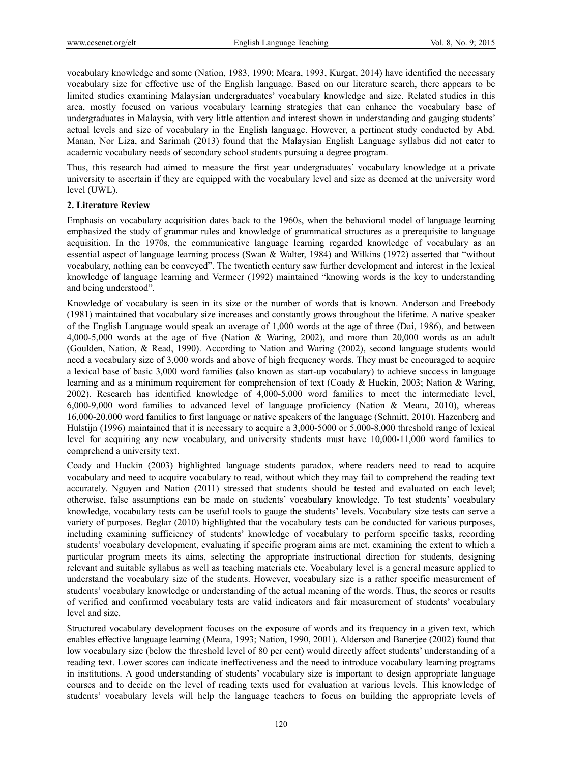vocabulary knowledge and some (Nation, 1983, 1990; Meara, 1993, Kurgat, 2014) have identified the necessary vocabulary size for effective use of the English language. Based on our literature search, there appears to be limited studies examining Malaysian undergraduates' vocabulary knowledge and size. Related studies in this area, mostly focused on various vocabulary learning strategies that can enhance the vocabulary base of undergraduates in Malaysia, with very little attention and interest shown in understanding and gauging students' actual levels and size of vocabulary in the English language. However, a pertinent study conducted by Abd. Manan, Nor Liza, and Sarimah (2013) found that the Malaysian English Language syllabus did not cater to academic vocabulary needs of secondary school students pursuing a degree program.

Thus, this research had aimed to measure the first year undergraduates' vocabulary knowledge at a private university to ascertain if they are equipped with the vocabulary level and size as deemed at the university word level (UWL).

## 2. Literature Review

Emphasis on vocabulary acquisition dates back to the 1960s, when the behavioral model of language learning emphasized the study of grammar rules and knowledge of grammatical structures as a prerequisite to language acquisition. In the 1970s, the communicative language learning regarded knowledge of vocabulary as an essential aspect of language learning process (Swan & Walter, 1984) and Wilkins (1972) asserted that "without vocabulary, nothing can be conveyed". The twentieth century saw further development and interest in the lexical knowledge of language learning and Vermeer (1992) maintained "knowing words is the key to understanding and being understood".

Knowledge of vocabulary is seen in its size or the number of words that is known. Anderson and Freebody (1981) maintained that vocabulary size increases and constantly grows throughout the lifetime. A native speaker of the English Language would speak an average of 1,000 words at the age of three (Dai, 1986), and between 4,000-5,000 words at the age of five (Nation & Waring, 2002), and more than 20,000 words as an adult (Goulden, Nation, & Read, 1990). According to Nation and Waring (2002), second language students would need a vocabulary size of 3,000 words and above of high frequency words. They must be encouraged to acquire a lexical base of basic 3,000 word families (also known as start-up vocabulary) to achieve success in language learning and as a minimum requirement for comprehension of text (Coady & Huckin, 2003; Nation & Waring, 2002). Research has identified knowledge of 4,000-5,000 word families to meet the intermediate level, 6,000-9,000 word families to advanced level of language proficiency (Nation & Meara, 2010), whereas 16,000-20,000 word families to first language or native speakers of the language (Schmitt, 2010). Hazenberg and Hulstijn (1996) maintained that it is necessary to acquire a 3,000-5000 or 5,000-8,000 threshold range of lexical level for acquiring any new vocabulary, and university students must have 10,000-11,000 word families to comprehend a university text.

Coady and Huckin (2003) highlighted language students paradox, where readers need to read to acquire vocabulary and need to acquire vocabulary to read, without which they may fail to comprehend the reading text accurately. Nguyen and Nation (2011) stressed that students should be tested and evaluated on each level; otherwise, false assumptions can be made on students' vocabulary knowledge. To test students' vocabulary knowledge, vocabulary tests can be useful tools to gauge the students' levels. Vocabulary size tests can serve a variety of purposes. Beglar (2010) highlighted that the vocabulary tests can be conducted for various purposes, including examining sufficiency of students' knowledge of vocabulary to perform specific tasks, recording students' vocabulary development, evaluating if specific program aims are met, examining the extent to which a particular program meets its aims, selecting the appropriate instructional direction for students, designing relevant and suitable syllabus as well as teaching materials etc. Vocabulary level is a general measure applied to understand the vocabulary size of the students. However, vocabulary size is a rather specific measurement of students' vocabulary knowledge or understanding of the actual meaning of the words. Thus, the scores or results of verified and confirmed vocabulary tests are valid indicators and fair measurement of students' vocabulary level and size.

Structured vocabulary development focuses on the exposure of words and its frequency in a given text, which enables effective language learning (Meara, 1993; Nation, 1990, 2001). Alderson and Banerjee (2002) found that low vocabulary size (below the threshold level of 80 per cent) would directly affect students' understanding of a reading text. Lower scores can indicate ineffectiveness and the need to introduce vocabulary learning programs in institutions. A good understanding of students' vocabulary size is important to design appropriate language courses and to decide on the level of reading texts used for evaluation at various levels. This knowledge of students' vocabulary levels will help the language teachers to focus on building the appropriate levels of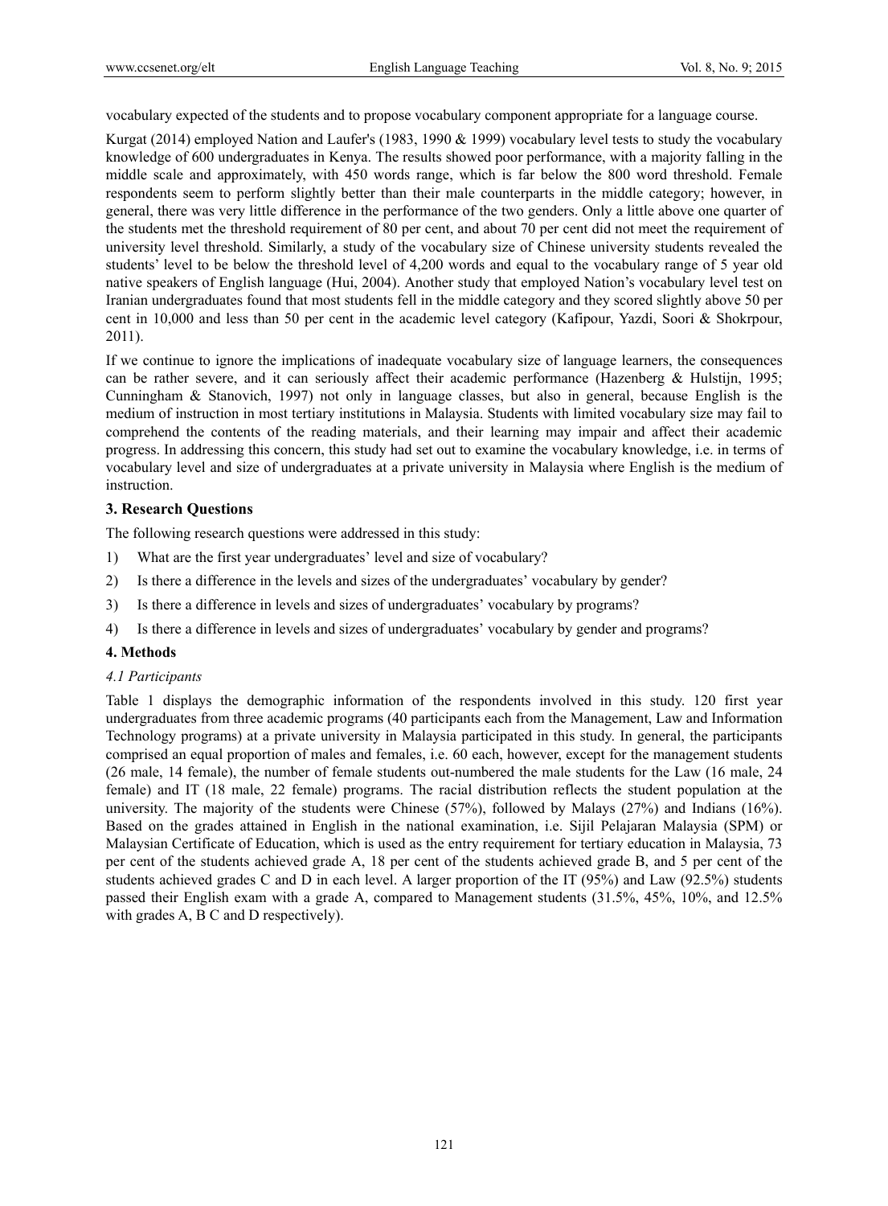vocabulary expected of the students and to propose vocabulary component appropriate for a language course.

Kurgat (2014) employed Nation and Laufer's (1983, 1990 & 1999) vocabulary level tests to study the vocabulary knowledge of 600 undergraduates in Kenya. The results showed poor performance, with a majority falling in the middle scale and approximately, with 450 words range, which is far below the 800 word threshold. Female respondents seem to perform slightly better than their male counterparts in the middle category; however, in general, there was very little difference in the performance of the two genders. Only a little above one quarter of the students met the threshold requirement of 80 per cent, and about 70 per cent did not meet the requirement of university level threshold. Similarly, a study of the vocabulary size of Chinese university students revealed the students' level to be below the threshold level of 4,200 words and equal to the vocabulary range of 5 year old native speakers of English language (Hui, 2004). Another study that employed Nation's vocabulary level test on Iranian undergraduates found that most students fell in the middle category and they scored slightly above 50 per cent in 10,000 and less than 50 per cent in the academic level category (Kafipour, Yazdi, Soori & Shokrpour, 2011).

If we continue to ignore the implications of inadequate vocabulary size of language learners, the consequences can be rather severe, and it can seriously affect their academic performance (Hazenberg & Hulstijn, 1995; Cunningham & Stanovich, 1997) not only in language classes, but also in general, because English is the medium of instruction in most tertiary institutions in Malaysia. Students with limited vocabulary size may fail to comprehend the contents of the reading materials, and their learning may impair and affect their academic progress. In addressing this concern, this study had set out to examine the vocabulary knowledge, i.e. in terms of vocabulary level and size of undergraduates at a private university in Malaysia where English is the medium of instruction.

## 3. Research Questions

The following research questions were addressed in this study:

1) What are the first year undergraduates' level and size of vocabulary?
2) Is there a difference in the levels and sizes of the undergraduates' vocabulary by gender?
3) Is there a difference in levels and sizes of undergraduates' vocabulary by programs?
4) Is there a difference in levels and sizes of undergraduates' vocabulary by gender and programs?

## 4. Methods

### *4.1 Participants*

Table 1 displays the demographic information of the respondents involved in this study. 120 first year undergraduates from three academic programs (40 participants each from the Management, Law and Information Technology programs) at a private university in Malaysia participated in this study. In general, the participants comprised an equal proportion of males and females, i.e. 60 each, however, except for the management students (26 male, 14 female), the number of female students out-numbered the male students for the Law (16 male, 24 female) and IT (18 male, 22 female) programs. The racial distribution reflects the student population at the university. The majority of the students were Chinese (57%), followed by Malays (27%) and Indians (16%). Based on the grades attained in English in the national examination, i.e. Sijil Pelajaran Malaysia (SPM) or Malaysian Certificate of Education, which is used as the entry requirement for tertiary education in Malaysia, 73 per cent of the students achieved grade A, 18 per cent of the students achieved grade B, and 5 per cent of the students achieved grades C and D in each level. A larger proportion of the IT (95%) and Law (92.5%) students passed their English exam with a grade A, compared to Management students (31.5%, 45%, 10%, and 12.5% with grades A, B C and D respectively).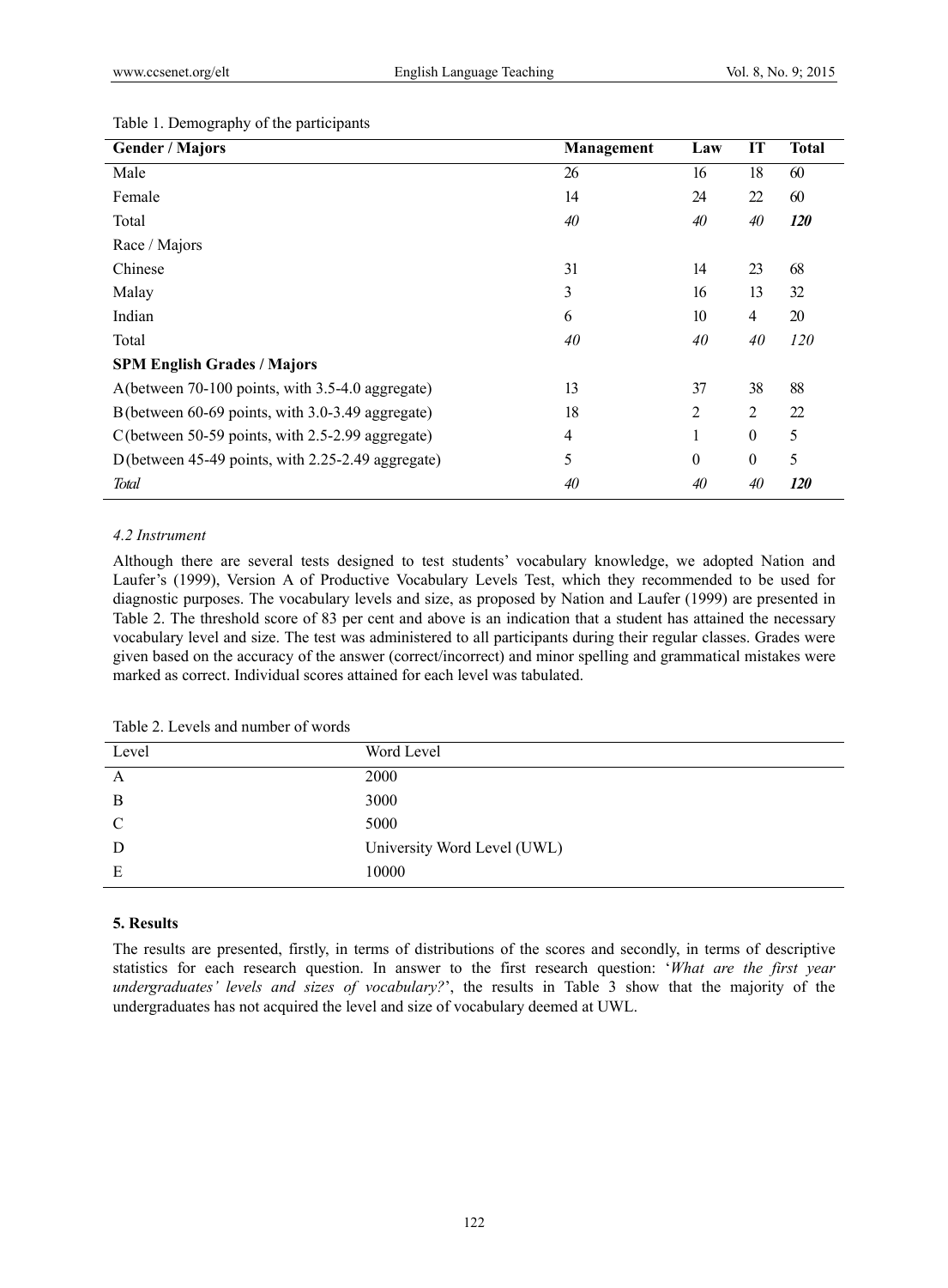Table 1. Demography of the participants

| Gender / Majors | Management | Law | IT | Total |
|---|---|---|---|---|
| Male | 26 | 16 | 18 | 60 |
| Female | 14 | 24 | 22 | 60 |
| Total | *40* | *40* | *40* | ***120*** |
| Race / Majors | | | | |
| Chinese | 31 | 14 | 23 | 68 |
| Malay | 3 | 16 | 13 | 32 |
| Indian | 6 | 10 | 4 | 20 |
| Total | *40* | *40* | *40* | *120* |
| **SPM English Grades / Majors** | | | | |
| A(between 70-100 points, with 3.5-4.0 aggregate) | 13 | 37 | 38 | 88 |
| B(between 60-69 points, with 3.0-3.49 aggregate) | 18 | 2 | 2 | 22 |
| C(between 50-59 points, with 2.5-2.99 aggregate) | 4 | 1 | 0 | 5 |
| D(between 45-49 points, with 2.25-2.49 aggregate) | 5 | 0 | 0 | 5 |
| *Total* | *40* | *40* | *40* | ***120*** |

### *4.2 Instrument*

Although there are several tests designed to test students' vocabulary knowledge, we adopted Nation and Laufer's (1999), Version A of Productive Vocabulary Levels Test, which they recommended to be used for diagnostic purposes. The vocabulary levels and size, as proposed by Nation and Laufer (1999) are presented in Table 2. The threshold score of 83 per cent and above is an indication that a student has attained the necessary vocabulary level and size. The test was administered to all participants during their regular classes. Grades were given based on the accuracy of the answer (correct/incorrect) and minor spelling and grammatical mistakes were marked as correct. Individual scores attained for each level was tabulated.

Table 2. Levels and number of words

| Level | Word Level |
|---|---|
| A | 2000 |
| B | 3000 |
| C | 5000 |
| D | University Word Level (UWL) |
| E | 10000 |

## 5. Results

The results are presented, firstly, in terms of distributions of the scores and secondly, in terms of descriptive statistics for each research question. In answer to the first research question: '*What are the first year undergraduates' levels and sizes of vocabulary?*', the results in Table 3 show that the majority of the undergraduates has not acquired the level and size of vocabulary deemed at UWL.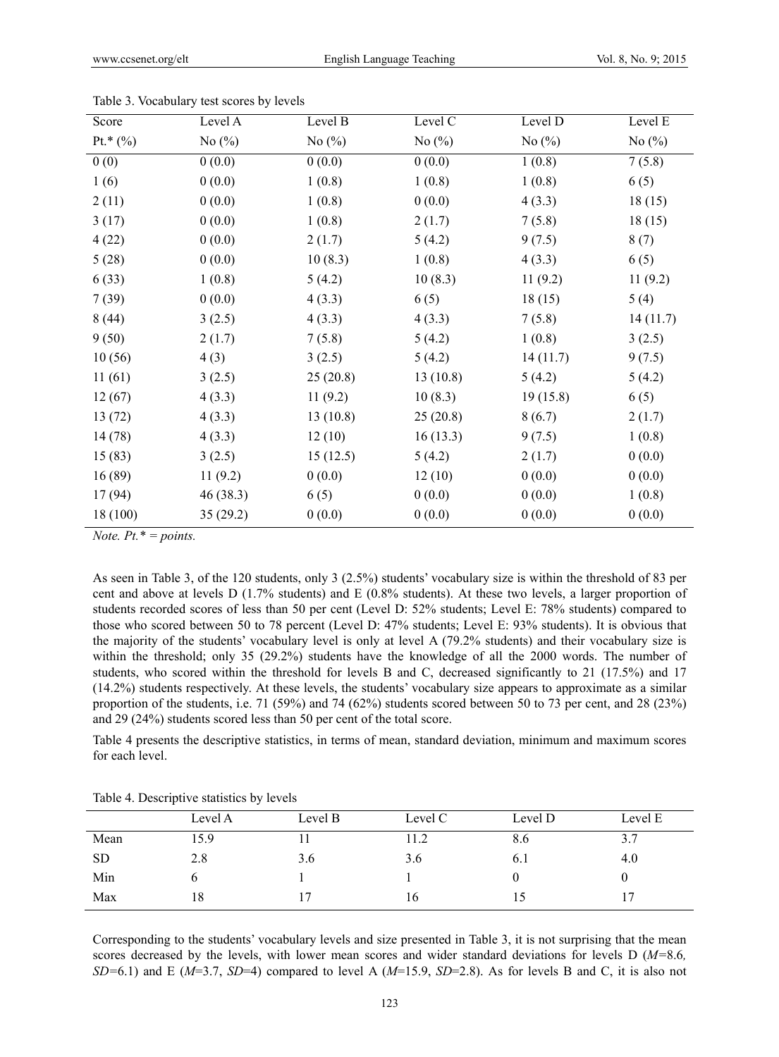Table 3. Vocabulary test scores by levels

| Score | Level A | Level B | Level C | Level D | Level E |
|---|---|---|---|---|---|
| Pt.* (%) | No (%) | No (%) | No (%) | No (%) | No (%) |
| 0 (0) | 0 (0.0) | 0 (0.0) | 0 (0.0) | 1 (0.8) | 7 (5.8) |
| 1 (6) | 0 (0.0) | 1 (0.8) | 1 (0.8) | 1 (0.8) | 6 (5) |
| 2 (11) | 0 (0.0) | 1 (0.8) | 0 (0.0) | 4 (3.3) | 18 (15) |
| 3 (17) | 0 (0.0) | 1 (0.8) | 2 (1.7) | 7 (5.8) | 18 (15) |
| 4 (22) | 0 (0.0) | 2 (1.7) | 5 (4.2) | 9 (7.5) | 8 (7) |
| 5 (28) | 0 (0.0) | 10 (8.3) | 1 (0.8) | 4 (3.3) | 6 (5) |
| 6 (33) | 1 (0.8) | 5 (4.2) | 10 (8.3) | 11 (9.2) | 11 (9.2) |
| 7 (39) | 0 (0.0) | 4 (3.3) | 6 (5) | 18 (15) | 5 (4) |
| 8 (44) | 3 (2.5) | 4 (3.3) | 4 (3.3) | 7 (5.8) | 14 (11.7) |
| 9 (50) | 2 (1.7) | 7 (5.8) | 5 (4.2) | 1 (0.8) | 3 (2.5) |
| 10 (56) | 4 (3) | 3 (2.5) | 5 (4.2) | 14 (11.7) | 9 (7.5) |
| 11 (61) | 3 (2.5) | 25 (20.8) | 13 (10.8) | 5 (4.2) | 5 (4.2) |
| 12 (67) | 4 (3.3) | 11 (9.2) | 10 (8.3) | 19 (15.8) | 6 (5) |
| 13 (72) | 4 (3.3) | 13 (10.8) | 25 (20.8) | 8 (6.7) | 2 (1.7) |
| 14 (78) | 4 (3.3) | 12 (10) | 16 (13.3) | 9 (7.5) | 1 (0.8) |
| 15 (83) | 3 (2.5) | 15 (12.5) | 5 (4.2) | 2 (1.7) | 0 (0.0) |
| 16 (89) | 11 (9.2) | 0 (0.0) | 12 (10) | 0 (0.0) | 0 (0.0) |
| 17 (94) | 46 (38.3) | 6 (5) | 0 (0.0) | 0 (0.0) | 1 (0.8) |
| 18 (100) | 35 (29.2) | 0 (0.0) | 0 (0.0) | 0 (0.0) | 0 (0.0) |

*Note. Pt.* = points.*

As seen in Table 3, of the 120 students, only 3 (2.5%) students' vocabulary size is within the threshold of 83 per cent and above at levels D (1.7% students) and E (0.8% students). At these two levels, a larger proportion of students recorded scores of less than 50 per cent (Level D: 52% students; Level E: 78% students) compared to those who scored between 50 to 78 percent (Level D: 47% students; Level E: 93% students). It is obvious that the majority of the students' vocabulary level is only at level A (79.2% students) and their vocabulary size is within the threshold; only 35 (29.2%) students have the knowledge of all the 2000 words. The number of students, who scored within the threshold for levels B and C, decreased significantly to 21 (17.5%) and 17 (14.2%) students respectively. At these levels, the students' vocabulary size appears to approximate as a similar proportion of the students, i.e. 71 (59%) and 74 (62%) students scored between 50 to 73 per cent, and 28 (23%) and 29 (24%) students scored less than 50 per cent of the total score.

Table 4 presents the descriptive statistics, in terms of mean, standard deviation, minimum and maximum scores for each level.

Table 4. Descriptive statistics by levels

| | Level A | Level B | Level C | Level D | Level E |
|---|---|---|---|---|---|
| Mean | 15.9 | 11 | 11.2 | 8.6 | 3.7 |
| SD | 2.8 | 3.6 | 3.6 | 6.1 | 4.0 |
| Min | 6 | 1 | 1 | 0 | 0 |
| Max | 18 | 17 | 16 | 15 | 17 |

Corresponding to the students' vocabulary levels and size presented in Table 3, it is not surprising that the mean scores decreased by the levels, with lower mean scores and wider standard deviations for levels D ($M$=8.6, $SD$=6.1) and E ($M$=3.7, $SD$=4) compared to level A ($M$=15.9, $SD$=2.8). As for levels B and C, it is also not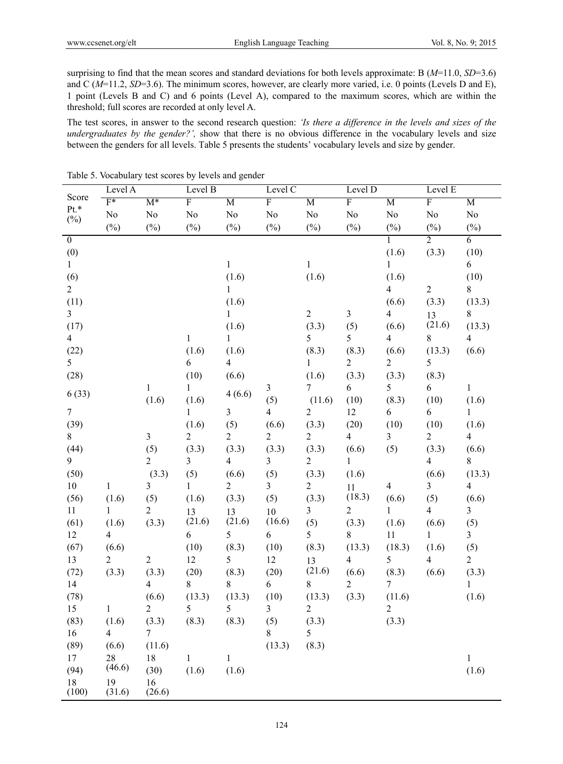surprising to find that the mean scores and standard deviations for both levels approximate: B ($M$=11.0, $SD$=3.6) and C ($M$=11.2, $SD$=3.6). The minimum scores, however, are clearly more varied, i.e. 0 points (Levels D and E), 1 point (Levels B and C) and 6 points (Level A), compared to the maximum scores, which are within the threshold; full scores are recorded at only level A.

The test scores, in answer to the second research question: *'Is there a difference in the levels and sizes of the undergraduates by the gender?',* show that there is no obvious difference in the vocabulary levels and size between the genders for all levels. Table 5 presents the students' vocabulary levels and size by gender.

Table 5. Vocabulary test scores by levels and gender

| Score Pt.* (%) | Level A | | Level B | | Level C | | Level D | | Level E | |
|---|---|---|---|---|---|---|---|---|---|---|
| | F* No (%) | M* No (%) | F No (%) | M No (%) | F No (%) | M No (%) | F No (%) | M No (%) | F No (%) | M No (%) |
| 0 (0) | | | | | | | | 1 (1.6) | 2 (3.3) | 6 (10) |
| 1 (6) | | | | 1 (1.6) | | 1 (1.6) | | 1 (1.6) | | 6 (10) |
| 2 (11) | | | | 1 (1.6) | | | | 4 (6.6) | 2 (3.3) | 8 (13.3) |
| 3 (17) | | | | 1 (1.6) | | 2 (3.3) | 3 (5) | 4 (6.6) | 13 (21.6) | 8 (13.3) |
| 4 (22) | | | 1 (1.6) | 1 (1.6) | | 5 (8.3) | 5 (8.3) | 4 (6.6) | 8 (13.3) | 4 (6.6) |
| 5 (28) | | | 6 (10) | 4 (6.6) | | 1 (1.6) | 2 (3.3) | 2 (3.3) | 5 (8.3) | |
| 6 (33) | | 1 (1.6) | 1 (1.6) | 4 (6.6) | 3 (5) | 7 (11.6) | 6 (10) | 5 (8.3) | 6 (10) | 1 (1.6) |
| 7 (39) | | | 1 (1.6) | 3 (5) | 4 (6.6) | 2 (3.3) | 12 (20) | 6 (10) | 6 (10) | 1 (1.6) |
| 8 (44) | | 3 (5) | 2 (3.3) | 2 (3.3) | 2 (3.3) | 2 (3.3) | 4 (6.6) | 3 (5) | 2 (3.3) | 4 (6.6) |
| 9 (50) | | 2 (3.3) | 3 (5) | 4 (6.6) | 3 (5) | 2 (3.3) | 1 (1.6) | | 4 (6.6) | 8 (13.3) |
| 10 (56) | 1 (1.6) | 3 (5) | 1 (1.6) | 2 (3.3) | 3 (5) | 2 (3.3) | 11 (18.3) | 4 (6.6) | 3 (5) | 4 (6.6) |
| 11 (61) | 1 (1.6) | 2 (3.3) | 13 (21.6) | 13 (21.6) | 10 (16.6) | 3 (5) | 2 (3.3) | 1 (1.6) | 4 (6.6) | 3 (5) |
| 12 (67) | 4 (6.6) | | 6 (10) | 5 (8.3) | 6 (10) | 5 (8.3) | 8 (13.3) | 11 (18.3) | 1 (1.6) | 3 (5) |
| 13 (72) | 2 (3.3) | 2 (3.3) | 12 (20) | 5 (8.3) | 12 (20) | 13 (21.6) | 4 (6.6) | 5 (8.3) | 4 (6.6) | 2 (3.3) |
| 14 (78) | | 4 (6.6) | 8 (13.3) | 8 (13.3) | 6 (10) | 8 (13.3) | 2 (3.3) | 7 (11.6) | | 1 (1.6) |
| 15 (83) | 1 (1.6) | 2 (3.3) | 5 (8.3) | 5 (8.3) | 3 (5) | 2 (3.3) | | 2 (3.3) | | |
| 16 (89) | 4 (6.6) | 7 (11.6) | | | 8 (13.3) | 5 (8.3) | | | | |
| 17 (94) | 28 (46.6) | 18 (30) | 1 (1.6) | 1 (1.6) | | | | | | 1 (1.6) |
| 18 (100) | 19 (31.6) | 16 (26.6) | | | | | | | | |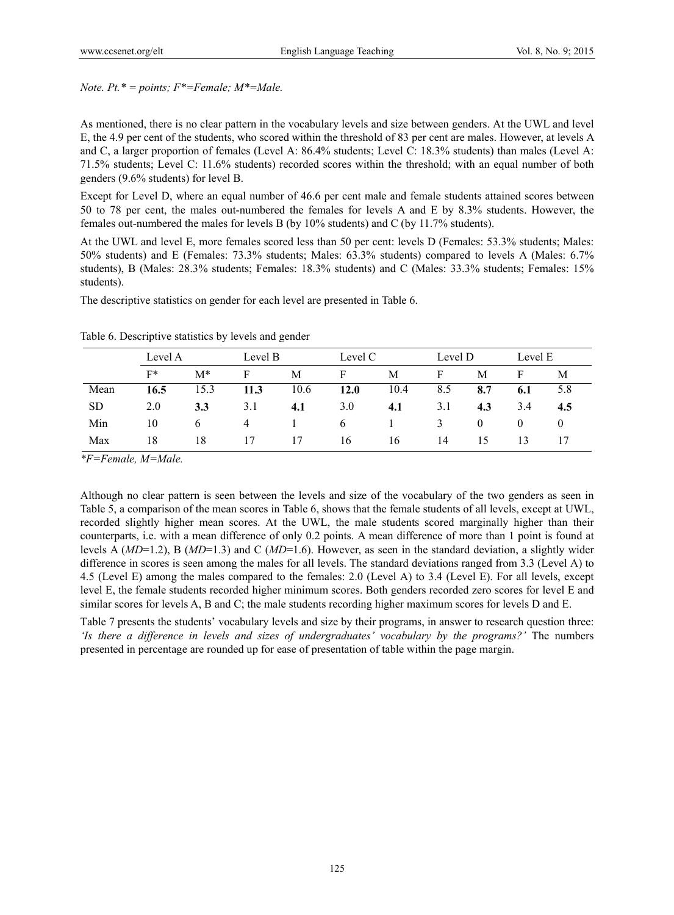*Note. Pt.* = points; F*=Female; M*=Male.*

As mentioned, there is no clear pattern in the vocabulary levels and size between genders. At the UWL and level E, the 4.9 per cent of the students, who scored within the threshold of 83 per cent are males. However, at levels A and C, a larger proportion of females (Level A: 86.4% students; Level C: 18.3% students) than males (Level A: 71.5% students; Level C: 11.6% students) recorded scores within the threshold; with an equal number of both genders (9.6% students) for level B.

Except for Level D, where an equal number of 46.6 per cent male and female students attained scores between 50 to 78 per cent, the males out-numbered the females for levels A and E by 8.3% students. However, the females out-numbered the males for levels B (by 10% students) and C (by 11.7% students).

At the UWL and level E, more females scored less than 50 per cent: levels D (Females: 53.3% students; Males: 50% students) and E (Females: 73.3% students; Males: 63.3% students) compared to levels A (Males: 6.7% students), B (Males: 28.3% students; Females: 18.3% students) and C (Males: 33.3% students; Females: 15% students).

The descriptive statistics on gender for each level are presented in Table 6.

Table 6. Descriptive statistics by levels and gender

| | Level A | | Level B | | Level C | | Level D | | Level E | |
|---|---|---|---|---|---|---|---|---|---|---|
| | F* | M* | F | M | F | M | F | M | F | M |
| Mean | **16.5** | 15.3 | **11.3** | 10.6 | **12.0** | 10.4 | 8.5 | **8.7** | **6.1** | 5.8 |
| SD | 2.0 | **3.3** | 3.1 | **4.1** | 3.0 | **4.1** | 3.1 | **4.3** | 3.4 | **4.5** |
| Min | 10 | 6 | 4 | 1 | 6 | 1 | 3 | 0 | 0 | 0 |
| Max | 18 | 18 | 17 | 17 | 16 | 16 | 14 | 15 | 13 | 17 |

**F=Female, M=Male.*

Although no clear pattern is seen between the levels and size of the vocabulary of the two genders as seen in Table 5, a comparison of the mean scores in Table 6, shows that the female students of all levels, except at UWL, recorded slightly higher mean scores. At the UWL, the male students scored marginally higher than their counterparts, i.e. with a mean difference of only 0.2 points. A mean difference of more than 1 point is found at levels A (*MD*=1.2), B (*MD*=1.3) and C (*MD*=1.6). However, as seen in the standard deviation, a slightly wider difference in scores is seen among the males for all levels. The standard deviations ranged from 3.3 (Level A) to 4.5 (Level E) among the males compared to the females: 2.0 (Level A) to 3.4 (Level E). For all levels, except level E, the female students recorded higher minimum scores. Both genders recorded zero scores for level E and similar scores for levels A, B and C; the male students recording higher maximum scores for levels D and E.

Table 7 presents the students' vocabulary levels and size by their programs, in answer to research question three: *'Is there a difference in levels and sizes of undergraduates' vocabulary by the programs?'* The numbers presented in percentage are rounded up for ease of presentation of table within the page margin.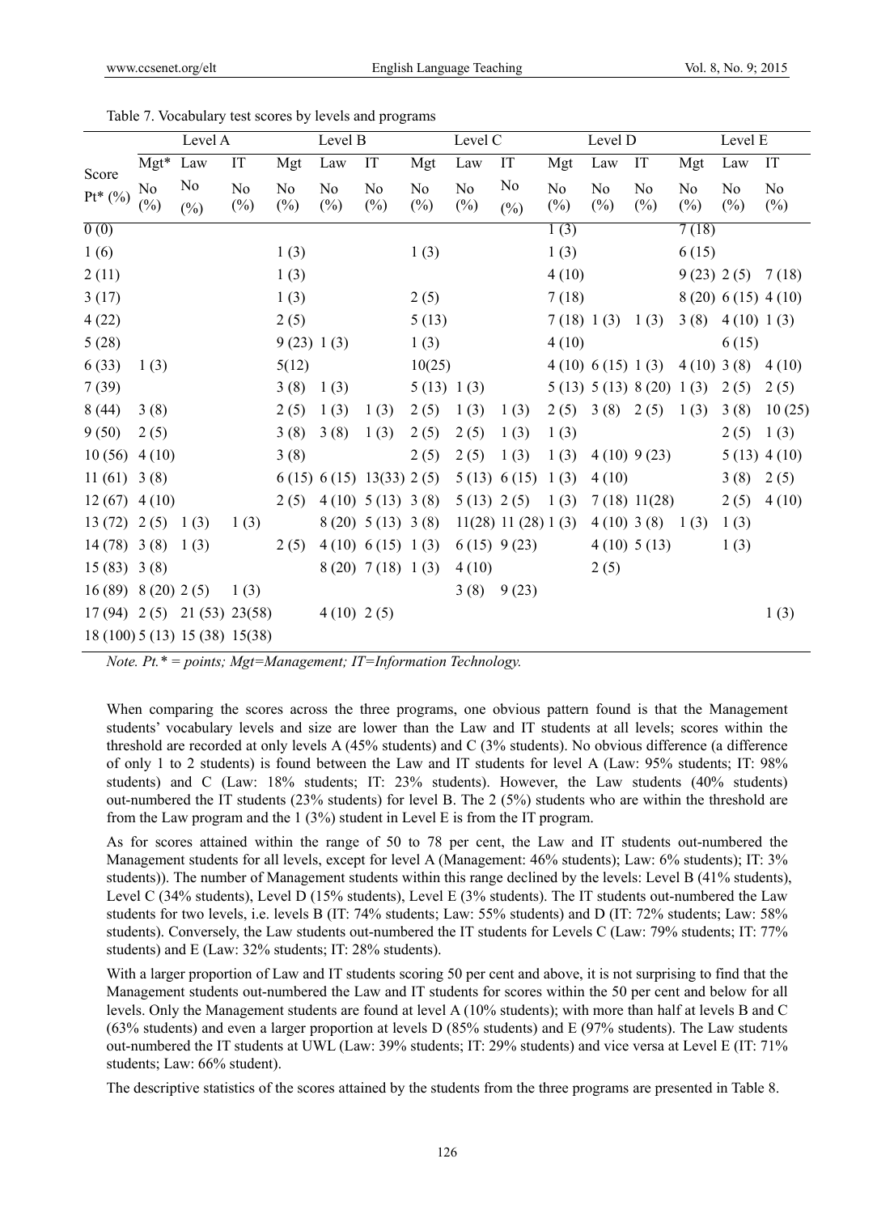Table 7. Vocabulary test scores by levels and programs

| Score | Level A | | | Level B | | | Level C | | | Level D | | | Level E | | |
|---|---|---|---|---|---|---|---|---|---|---|---|---|---|---|---|
| | Mgt* | Law | IT | Mgt | Law | IT | Mgt | Law | IT | Mgt | Law | IT | Mgt | Law | IT |
| Pt* (%) | No (%) | No (%) | No (%) | No (%) | No (%) | No (%) | No (%) | No (%) | No (%) | No (%) | No (%) | No (%) | No (%) | No (%) | No (%) |
| 0 (0) | | | | | | | | | | 1 (3) | | | 7 (18) | | |
| 1 (6) | | | | 1 (3) | | | 1 (3) | | | 1 (3) | | | 6 (15) | | |
| 2 (11) | | | | 1 (3) | | | | | | 4 (10) | | | 9 (23) | 2 (5) | 7 (18) |
| 3 (17) | | | | 1 (3) | | | 2 (5) | | | 7 (18) | | | 8 (20) | 6 (15) | 4 (10) |
| 4 (22) | | | | 2 (5) | | | 5 (13) | | | 7 (18) | 1 (3) | 1 (3) | 3 (8) | 4 (10) | 1 (3) |
| 5 (28) | | | | 9 (23) | 1 (3) | | 1 (3) | | | 4 (10) | | | | 6 (15) | |
| 6 (33) | 1 (3) | | | 5(12) | | | 10(25) | | | 4 (10) | 6 (15) | 1 (3) | 4 (10) | 3 (8) | 4 (10) |
| 7 (39) | | | | 3 (8) | 1 (3) | | 5 (13) | 1 (3) | | 5 (13) | 5 (13) | 8 (20) | 1 (3) | 2 (5) | 2 (5) |
| 8 (44) | 3 (8) | | | 2 (5) | 1 (3) | 1 (3) | 2 (5) | 1 (3) | 1 (3) | 2 (5) | 3 (8) | 2 (5) | 1 (3) | 3 (8) | 10 (25) |
| 9 (50) | 2 (5) | | | 3 (8) | 3 (8) | 1 (3) | 2 (5) | 2 (5) | 1 (3) | 1 (3) | | | | 2 (5) | 1 (3) |
| 10 (56) | 4 (10) | | | 3 (8) | | | 2 (5) | 2 (5) | 1 (3) | 1 (3) | 4 (10) | 9 (23) | | 5 (13) | 4 (10) |
| 11 (61) | 3 (8) | | | 6 (15) | 6 (15) | 13(33) | 2 (5) | 5 (13) | 6 (15) | 1 (3) | 4 (10) | | | 3 (8) | 2 (5) |
| 12 (67) | 4 (10) | | | 2 (5) | 4 (10) | 5 (13) | 3 (8) | 5 (13) | 2 (5) | 1 (3) | 7 (18) | 11(28) | | 2 (5) | 4 (10) |
| 13 (72) | 2 (5) | 1 (3) | 1 (3) | | 8 (20) | 5 (13) | 3 (8) | 11(28) | 11 (28) | 1 (3) | 4 (10) | 3 (8) | 1 (3) | 1 (3) | |
| 14 (78) | 3 (8) | 1 (3) | | 2 (5) | 4 (10) | 6 (15) | 1 (3) | 6 (15) | 9 (23) | | 4 (10) | 5 (13) | | 1 (3) | |
| 15 (83) | 3 (8) | | | | 8 (20) | 7 (18) | 1 (3) | 4 (10) | | | 2 (5) | | | | |
| 16 (89) | 8 (20) | 2 (5) | 1 (3) | | | | | 3 (8) | 9 (23) | | | | | | |
| 17 (94) | 2 (5) | 21 (53) | 23(58) | | 4 (10) | 2 (5) | | | | | | | | | 1 (3) |
| 18 (100) | 5 (13) | 15 (38) | 15(38) | | | | | | | | | | | | |

*Note. Pt.* = points; Mgt=Management; IT=Information Technology.*

When comparing the scores across the three programs, one obvious pattern found is that the Management students' vocabulary levels and size are lower than the Law and IT students at all levels; scores within the threshold are recorded at only levels A (45% students) and C (3% students). No obvious difference (a difference of only 1 to 2 students) is found between the Law and IT students for level A (Law: 95% students; IT: 98% students) and C (Law: 18% students; IT: 23% students). However, the Law students (40% students) out-numbered the IT students (23% students) for level B. The 2 (5%) students who are within the threshold are from the Law program and the 1 (3%) student in Level E is from the IT program.

As for scores attained within the range of 50 to 78 per cent, the Law and IT students out-numbered the Management students for all levels, except for level A (Management: 46% students); Law: 6% students); IT: 3% students)). The number of Management students within this range declined by the levels: Level B (41% students), Level C (34% students), Level D (15% students), Level E (3% students). The IT students out-numbered the Law students for two levels, i.e. levels B (IT: 74% students; Law: 55% students) and D (IT: 72% students; Law: 58% students). Conversely, the Law students out-numbered the IT students for Levels C (Law: 79% students; IT: 77% students) and E (Law: 32% students; IT: 28% students).

With a larger proportion of Law and IT students scoring 50 per cent and above, it is not surprising to find that the Management students out-numbered the Law and IT students for scores within the 50 per cent and below for all levels. Only the Management students are found at level A (10% students); with more than half at levels B and C (63% students) and even a larger proportion at levels D (85% students) and E (97% students). The Law students out-numbered the IT students at UWL (Law: 39% students; IT: 29% students) and vice versa at Level E (IT: 71% students; Law: 66% student).

The descriptive statistics of the scores attained by the students from the three programs are presented in Table 8.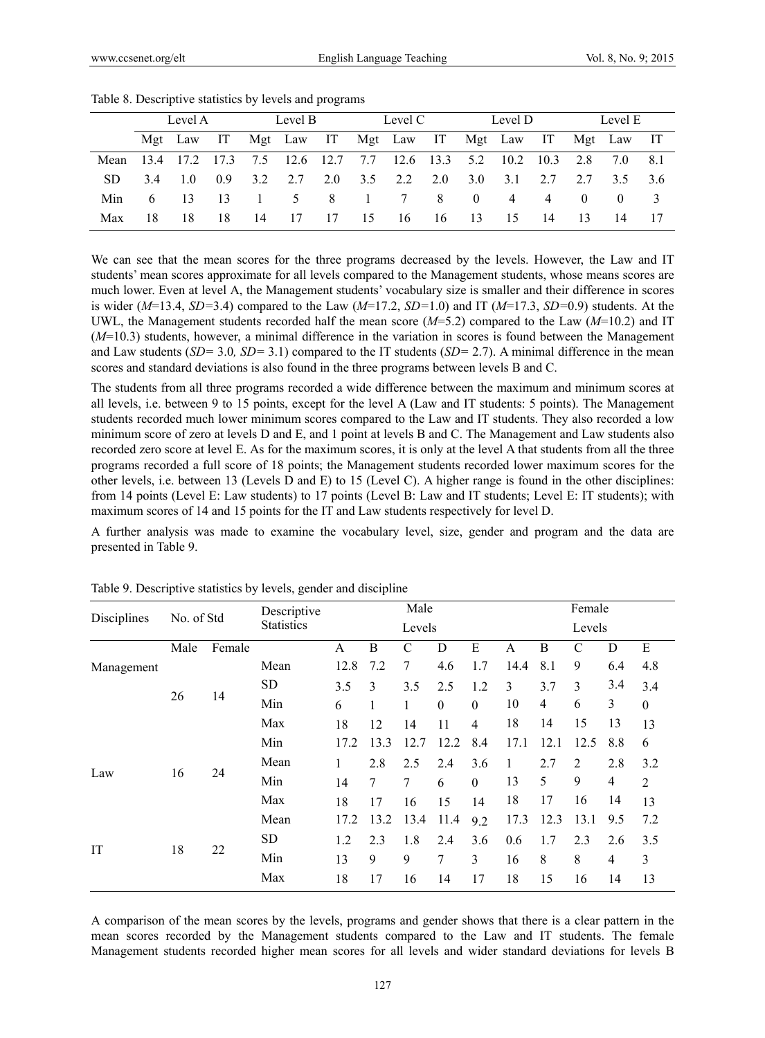Table 8. Descriptive statistics by levels and programs

| | Level A | | | Level B | | | Level C | | | Level D | | | Level E | | |
|---|---|---|---|---|---|---|---|---|---|---|---|---|---|---|---|
| | Mgt | Law | IT | Mgt | Law | IT | Mgt | Law | IT | Mgt | Law | IT | Mgt | Law | IT |
| Mean | 13.4 | 17.2 | 17.3 | 7.5 | 12.6 | 12.7 | 7.7 | 12.6 | 13.3 | 5.2 | 10.2 | 10.3 | 2.8 | 7.0 | 8.1 |
| SD | 3.4 | 1.0 | 0.9 | 3.2 | 2.7 | 2.0 | 3.5 | 2.2 | 2.0 | 3.0 | 3.1 | 2.7 | 2.7 | 3.5 | 3.6 |
| Min | 6 | 13 | 13 | 1 | 5 | 8 | 1 | 7 | 8 | 0 | 4 | 4 | 0 | 0 | 3 |
| Max | 18 | 18 | 18 | 14 | 17 | 17 | 15 | 16 | 16 | 13 | 15 | 14 | 13 | 14 | 17 |

We can see that the mean scores for the three programs decreased by the levels. However, the Law and IT students' mean scores approximate for all levels compared to the Management students, whose means scores are much lower. Even at level A, the Management students' vocabulary size is smaller and their difference in scores is wider (*M*=13.4, *SD*=3.4) compared to the Law (*M*=17.2, *SD*=1.0) and IT (*M*=17.3, *SD*=0.9) students. At the UWL, the Management students recorded half the mean score (*M*=5.2) compared to the Law (*M*=10.2) and IT (*M*=10.3) students, however, a minimal difference in the variation in scores is found between the Management and Law students (*SD*= 3.0*, SD*= 3.1) compared to the IT students (*SD*= 2.7). A minimal difference in the mean scores and standard deviations is also found in the three programs between levels B and C.

The students from all three programs recorded a wide difference between the maximum and minimum scores at all levels, i.e. between 9 to 15 points, except for the level A (Law and IT students: 5 points). The Management students recorded much lower minimum scores compared to the Law and IT students. They also recorded a low minimum score of zero at levels D and E, and 1 point at levels B and C. The Management and Law students also recorded zero score at level E. As for the maximum scores, it is only at the level A that students from all the three programs recorded a full score of 18 points; the Management students recorded lower maximum scores for the other levels, i.e. between 13 (Levels D and E) to 15 (Level C). A higher range is found in the other disciplines: from 14 points (Level E: Law students) to 17 points (Level B: Law and IT students; Level E: IT students); with maximum scores of 14 and 15 points for the IT and Law students respectively for level D.

A further analysis was made to examine the vocabulary level, size, gender and program and the data are presented in Table 9.

Table 9. Descriptive statistics by levels, gender and discipline

| Disciplines | No. of Std | | Descriptive Statistics | Male | | | | | Female | | | | |
|---|---|---|---|---|---|---|---|---|---|---|---|---|---|
| | | | | Levels | | | | | Levels | | | | |
| | Male | Female | | A | B | C | D | E | A | B | C | D | E |
| Management | 26 | 14 | Mean | 12.8 | 7.2 | 7 | 4.6 | 1.7 | 14.4 | 8.1 | 9 | 6.4 | 4.8 |
| | | | SD | 3.5 | 3 | 3.5 | 2.5 | 1.2 | 3 | 3.7 | 3 | 3.4 | 3.4 |
| | | | Min | 6 | 1 | 1 | 0 | 0 | 10 | 4 | 6 | 3 | 0 |
| | | | Max | 18 | 12 | 14 | 11 | 4 | 18 | 14 | 15 | 13 | 13 |
| Law | 16 | 24 | Min | 17.2 | 13.3 | 12.7 | 12.2 | 8.4 | 17.1 | 12.1 | 12.5 | 8.8 | 6 |
| | | | Mean | 1 | 2.8 | 2.5 | 2.4 | 3.6 | 1 | 2.7 | 2 | 2.8 | 3.2 |
| | | | Min | 14 | 7 | 7 | 6 | 0 | 13 | 5 | 9 | 4 | 2 |
| | | | Max | 18 | 17 | 16 | 15 | 14 | 18 | 17 | 16 | 14 | 13 |
| IT | 18 | 22 | Mean | 17.2 | 13.2 | 13.4 | 11.4 | 9.2 | 17.3 | 12.3 | 13.1 | 9.5 | 7.2 |
| | | | SD | 1.2 | 2.3 | 1.8 | 2.4 | 3.6 | 0.6 | 1.7 | 2.3 | 2.6 | 3.5 |
| | | | Min | 13 | 9 | 9 | 7 | 3 | 16 | 8 | 8 | 4 | 3 |
| | | | Max | 18 | 17 | 16 | 14 | 17 | 18 | 15 | 16 | 14 | 13 |

A comparison of the mean scores by the levels, programs and gender shows that there is a clear pattern in the mean scores recorded by the Management students compared to the Law and IT students. The female Management students recorded higher mean scores for all levels and wider standard deviations for levels B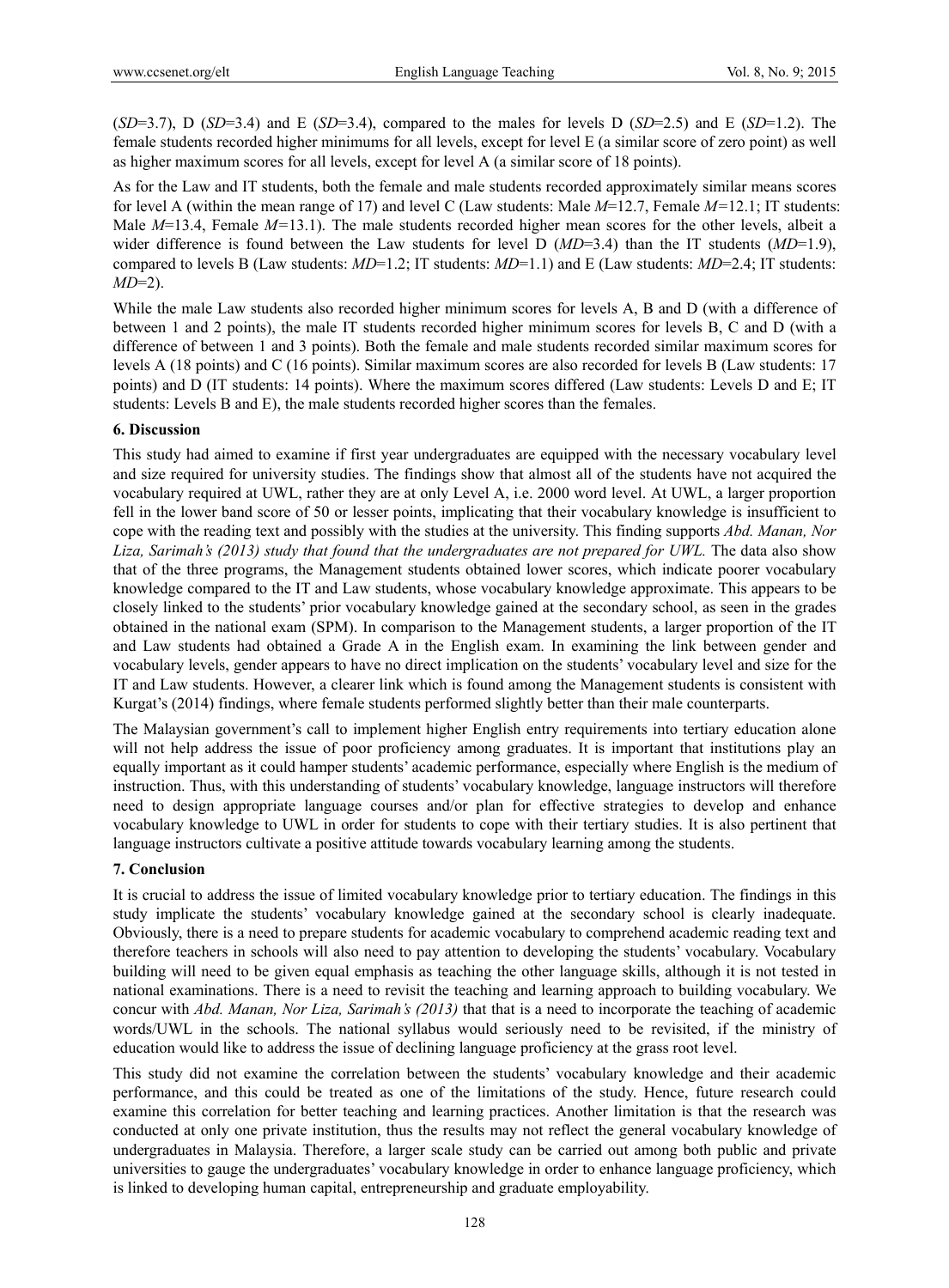(*SD*=3.7), D (*SD*=3.4) and E (*SD*=3.4), compared to the males for levels D (*SD*=2.5) and E (*SD*=1.2). The female students recorded higher minimums for all levels, except for level E (a similar score of zero point) as well as higher maximum scores for all levels, except for level A (a similar score of 18 points).

As for the Law and IT students, both the female and male students recorded approximately similar means scores for level A (within the mean range of 17) and level C (Law students: Male *M*=12.7, Female *M*=12.1; IT students: Male *M*=13.4, Female *M*=13.1). The male students recorded higher mean scores for the other levels, albeit a wider difference is found between the Law students for level D (*MD*=3.4) than the IT students (*MD*=1.9), compared to levels B (Law students: *MD*=1.2; IT students: *MD*=1.1) and E (Law students: *MD*=2.4; IT students: *MD*=2).

While the male Law students also recorded higher minimum scores for levels A, B and D (with a difference of between 1 and 2 points), the male IT students recorded higher minimum scores for levels B, C and D (with a difference of between 1 and 3 points). Both the female and male students recorded similar maximum scores for levels A (18 points) and C (16 points). Similar maximum scores are also recorded for levels B (Law students: 17 points) and D (IT students: 14 points). Where the maximum scores differed (Law students: Levels D and E; IT students: Levels B and E), the male students recorded higher scores than the females.

## 6. Discussion

This study had aimed to examine if first year undergraduates are equipped with the necessary vocabulary level and size required for university studies. The findings show that almost all of the students have not acquired the vocabulary required at UWL, rather they are at only Level A, i.e. 2000 word level. At UWL, a larger proportion fell in the lower band score of 50 or lesser points, implicating that their vocabulary knowledge is insufficient to cope with the reading text and possibly with the studies at the university. This finding supports *Abd. Manan, Nor Liza, Sarimah's (2013) study that found that the undergraduates are not prepared for UWL.* The data also show that of the three programs, the Management students obtained lower scores, which indicate poorer vocabulary knowledge compared to the IT and Law students, whose vocabulary knowledge approximate. This appears to be closely linked to the students' prior vocabulary knowledge gained at the secondary school, as seen in the grades obtained in the national exam (SPM). In comparison to the Management students, a larger proportion of the IT and Law students had obtained a Grade A in the English exam. In examining the link between gender and vocabulary levels, gender appears to have no direct implication on the students' vocabulary level and size for the IT and Law students. However, a clearer link which is found among the Management students is consistent with Kurgat's (2014) findings, where female students performed slightly better than their male counterparts.

The Malaysian government's call to implement higher English entry requirements into tertiary education alone will not help address the issue of poor proficiency among graduates. It is important that institutions play an equally important as it could hamper students' academic performance, especially where English is the medium of instruction. Thus, with this understanding of students' vocabulary knowledge, language instructors will therefore need to design appropriate language courses and/or plan for effective strategies to develop and enhance vocabulary knowledge to UWL in order for students to cope with their tertiary studies. It is also pertinent that language instructors cultivate a positive attitude towards vocabulary learning among the students.

## 7. Conclusion

It is crucial to address the issue of limited vocabulary knowledge prior to tertiary education. The findings in this study implicate the students' vocabulary knowledge gained at the secondary school is clearly inadequate. Obviously, there is a need to prepare students for academic vocabulary to comprehend academic reading text and therefore teachers in schools will also need to pay attention to developing the students' vocabulary. Vocabulary building will need to be given equal emphasis as teaching the other language skills, although it is not tested in national examinations. There is a need to revisit the teaching and learning approach to building vocabulary. We concur with *Abd. Manan, Nor Liza, Sarimah's (2013)* that that is a need to incorporate the teaching of academic words/UWL in the schools. The national syllabus would seriously need to be revisited, if the ministry of education would like to address the issue of declining language proficiency at the grass root level.

This study did not examine the correlation between the students' vocabulary knowledge and their academic performance, and this could be treated as one of the limitations of the study. Hence, future research could examine this correlation for better teaching and learning practices. Another limitation is that the research was conducted at only one private institution, thus the results may not reflect the general vocabulary knowledge of undergraduates in Malaysia. Therefore, a larger scale study can be carried out among both public and private universities to gauge the undergraduates' vocabulary knowledge in order to enhance language proficiency, which is linked to developing human capital, entrepreneurship and graduate employability.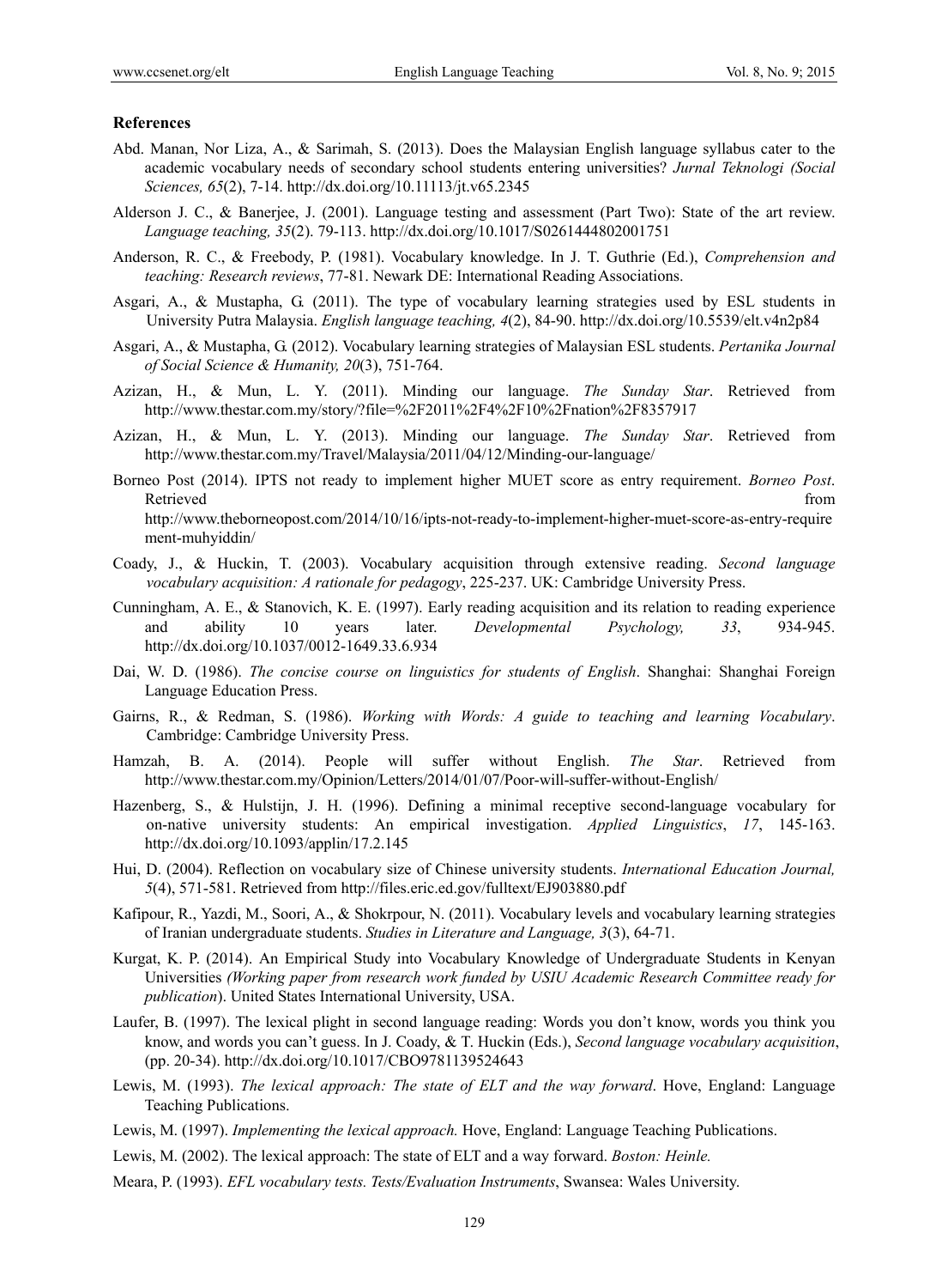### References

Abd. Manan, Nor Liza, A., & Sarimah, S. (2013). Does the Malaysian English language syllabus cater to the academic vocabulary needs of secondary school students entering universities? *Jurnal Teknologi (Social Sciences, 65*(2), 7-14. http://dx.doi.org/10.11113/jt.v65.2345

Alderson J. C., & Banerjee, J. (2001). Language testing and assessment (Part Two): State of the art review. *Language teaching, 35*(2). 79-113. http://dx.doi.org/10.1017/S0261444802001751

Anderson, R. C., & Freebody, P. (1981). Vocabulary knowledge. In J. T. Guthrie (Ed.), *Comprehension and teaching: Research reviews*, 77-81. Newark DE: International Reading Associations.

Asgari, A., & Mustapha, G. (2011). The type of vocabulary learning strategies used by ESL students in University Putra Malaysia. *English language teaching, 4*(2), 84-90. http://dx.doi.org/10.5539/elt.v4n2p84

Asgari, A., & Mustapha, G. (2012). Vocabulary learning strategies of Malaysian ESL students. *Pertanika Journal of Social Science & Humanity, 20*(3), 751-764.

Azizan, H., & Mun, L. Y. (2011). Minding our language. *The Sunday Star*. Retrieved from http://www.thestar.com.my/story/?file=%2F2011%2F4%2F10%2Fnation%2F8357917

Azizan, H., & Mun, L. Y. (2013). Minding our language. *The Sunday Star*. Retrieved from http://www.thestar.com.my/Travel/Malaysia/2011/04/12/Minding-our-language/

Borneo Post (2014). IPTS not ready to implement higher MUET score as entry requirement. *Borneo Post*. Retrieved from http://www.theborneopost.com/2014/10/16/ipts-not-ready-to-implement-higher-muet-score-as-entry-requirement-muhyiddin/

Coady, J., & Huckin, T. (2003). Vocabulary acquisition through extensive reading. *Second language vocabulary acquisition: A rationale for pedagogy*, 225-237. UK: Cambridge University Press.

Cunningham, A. E., & Stanovich, K. E. (1997). Early reading acquisition and its relation to reading experience and ability 10 years later. *Developmental Psychology, 33*, 934-945. http://dx.doi.org/10.1037/0012-1649.33.6.934

Dai, W. D. (1986). *The concise course on linguistics for students of English*. Shanghai: Shanghai Foreign Language Education Press.

Gairns, R., & Redman, S. (1986). *Working with Words: A guide to teaching and learning Vocabulary*. Cambridge: Cambridge University Press.

Hamzah, B. A. (2014). People will suffer without English. *The Star*. Retrieved from http://www.thestar.com.my/Opinion/Letters/2014/01/07/Poor-will-suffer-without-English/

Hazenberg, S., & Hulstijn, J. H. (1996). Defining a minimal receptive second-language vocabulary for on-native university students: An empirical investigation. *Applied Linguistics*, *17*, 145-163. http://dx.doi.org/10.1093/applin/17.2.145

Hui, D. (2004). Reflection on vocabulary size of Chinese university students. *International Education Journal, 5*(4), 571-581. Retrieved from http://files.eric.ed.gov/fulltext/EJ903880.pdf

Kafipour, R., Yazdi, M., Soori, A., & Shokrpour, N. (2011). Vocabulary levels and vocabulary learning strategies of Iranian undergraduate students. *Studies in Literature and Language, 3*(3), 64-71.

Kurgat, K. P. (2014). An Empirical Study into Vocabulary Knowledge of Undergraduate Students in Kenyan Universities *(Working paper from research work funded by USIU Academic Research Committee ready for publication*). United States International University, USA.

Laufer, B. (1997). The lexical plight in second language reading: Words you don't know, words you think you know, and words you can't guess. In J. Coady, & T. Huckin (Eds.), *Second language vocabulary acquisition*, (pp. 20-34). http://dx.doi.org/10.1017/CBO9781139524643

Lewis, M. (1993). *The lexical approach: The state of ELT and the way forward*. Hove, England: Language Teaching Publications.

Lewis, M. (1997). *Implementing the lexical approach.* Hove, England: Language Teaching Publications.

Lewis, M. (2002). The lexical approach: The state of ELT and a way forward. *Boston: Heinle.*

Meara, P. (1993). *EFL vocabulary tests. Tests/Evaluation Instruments*, Swansea: Wales University.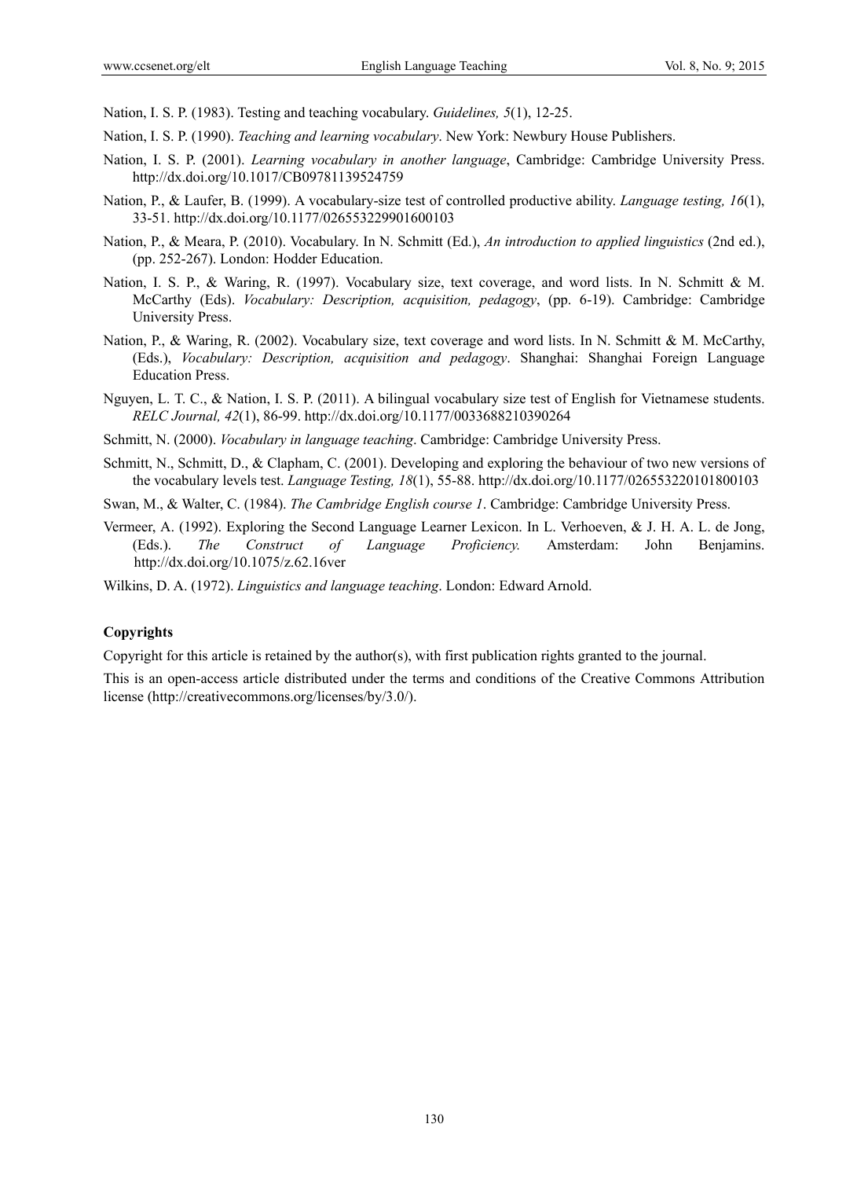Nation, I. S. P. (1983). Testing and teaching vocabulary. *Guidelines, 5*(1), 12-25.

Nation, I. S. P. (1990). *Teaching and learning vocabulary*. New York: Newbury House Publishers.

Nation, I. S. P. (2001). *Learning vocabulary in another language*, Cambridge: Cambridge University Press. http://dx.doi.org/10.1017/CB09781139524759

Nation, P., & Laufer, B. (1999). A vocabulary-size test of controlled productive ability. *Language testing, 16*(1), 33-51. http://dx.doi.org/10.1177/026553229901600103

Nation, P., & Meara, P. (2010). Vocabulary. In N. Schmitt (Ed.), *An introduction to applied linguistics* (2nd ed.), (pp. 252-267). London: Hodder Education.

Nation, I. S. P., & Waring, R. (1997). Vocabulary size, text coverage, and word lists. In N. Schmitt & M. McCarthy (Eds). *Vocabulary: Description, acquisition, pedagogy*, (pp. 6-19). Cambridge: Cambridge University Press.

Nation, P., & Waring, R. (2002). Vocabulary size, text coverage and word lists. In N. Schmitt & M. McCarthy, (Eds.), *Vocabulary: Description, acquisition and pedagogy*. Shanghai: Shanghai Foreign Language Education Press.

Nguyen, L. T. C., & Nation, I. S. P. (2011). A bilingual vocabulary size test of English for Vietnamese students. *RELC Journal, 42*(1), 86-99. http://dx.doi.org/10.1177/0033688210390264

Schmitt, N. (2000). *Vocabulary in language teaching*. Cambridge: Cambridge University Press.

Schmitt, N., Schmitt, D., & Clapham, C. (2001). Developing and exploring the behaviour of two new versions of the vocabulary levels test. *Language Testing, 18*(1), 55-88. http://dx.doi.org/10.1177/026553220101800103

Swan, M., & Walter, C. (1984). *The Cambridge English course 1*. Cambridge: Cambridge University Press.

Vermeer, A. (1992). Exploring the Second Language Learner Lexicon. In L. Verhoeven, & J. H. A. L. de Jong, (Eds.). *The Construct of Language Proficiency.* Amsterdam: John Benjamins. http://dx.doi.org/10.1075/z.62.16ver

Wilkins, D. A. (1972). *Linguistics and language teaching*. London: Edward Arnold.

**Copyrights**

Copyright for this article is retained by the author(s), with first publication rights granted to the journal.

This is an open-access article distributed under the terms and conditions of the Creative Commons Attribution license (http://creativecommons.org/licenses/by/3.0/).